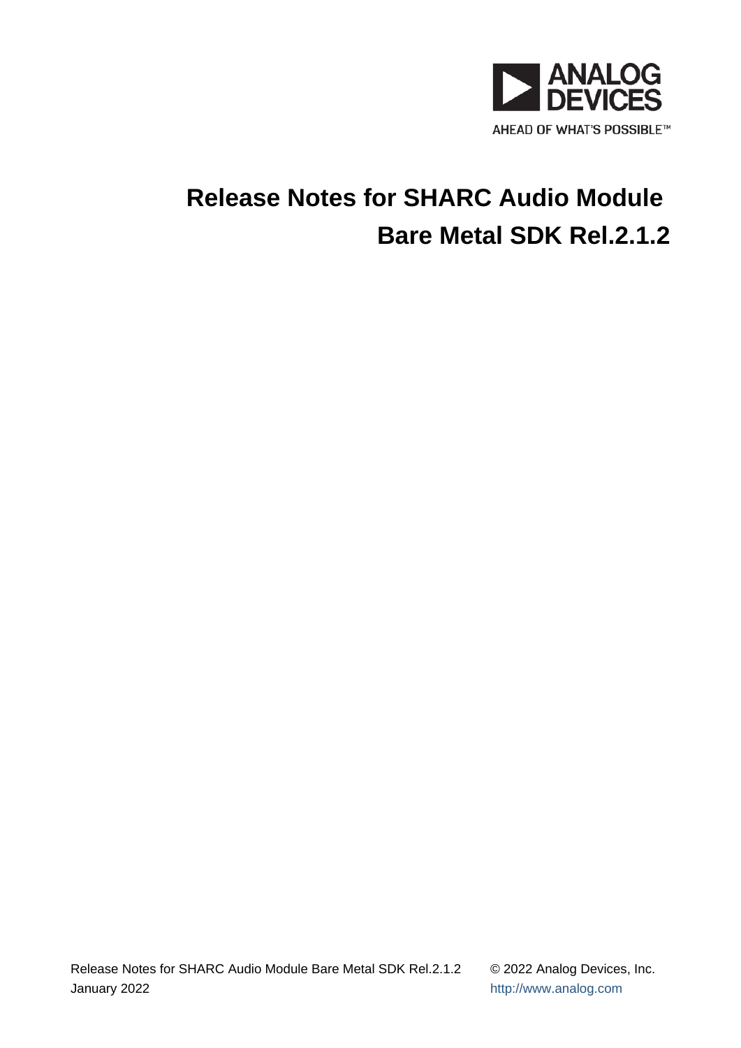ANALOG DEVICES

AHEAD OF WHAT'S POSSIBLE™

# Release Notes for SHARC Audio Module Bare Metal SDK Rel.2.1.2

Release Notes for SHARC Audio Module Bare Metal SDK Rel.2.1.2
January 2022

© 2022 Analog Devices, Inc.
http://www.analog.com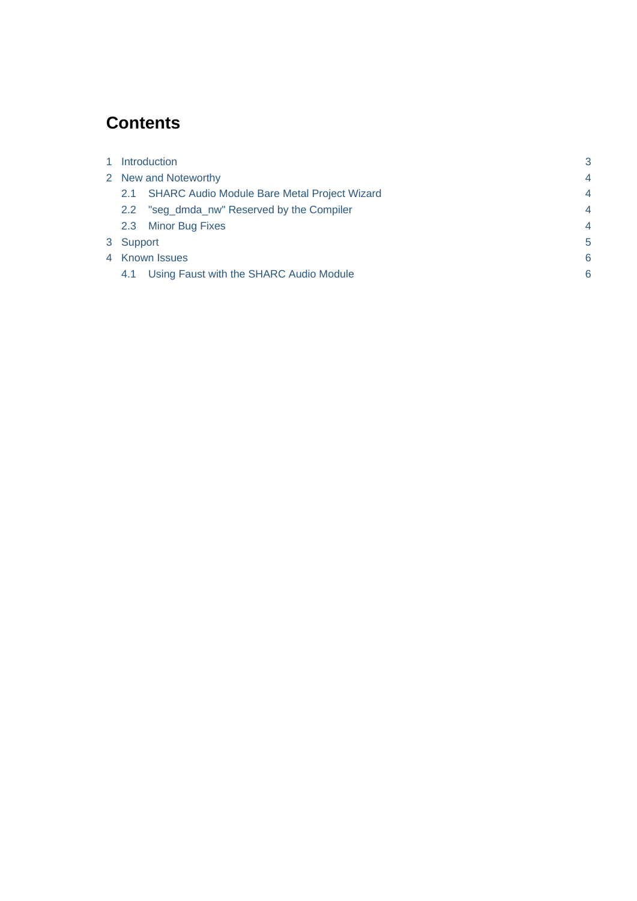# Contents

| | | |
|---|---|---|
| 1 | Introduction | 3 |
| 2 | New and Noteworthy | 4 |
| 2.1 | SHARC Audio Module Bare Metal Project Wizard | 4 |
| 2.2 | "seg_dmda_nw" Reserved by the Compiler | 4 |
| 2.3 | Minor Bug Fixes | 4 |
| 3 | Support | 5 |
| 4 | Known Issues | 6 |
| 4.1 | Using Faust with the SHARC Audio Module | 6 |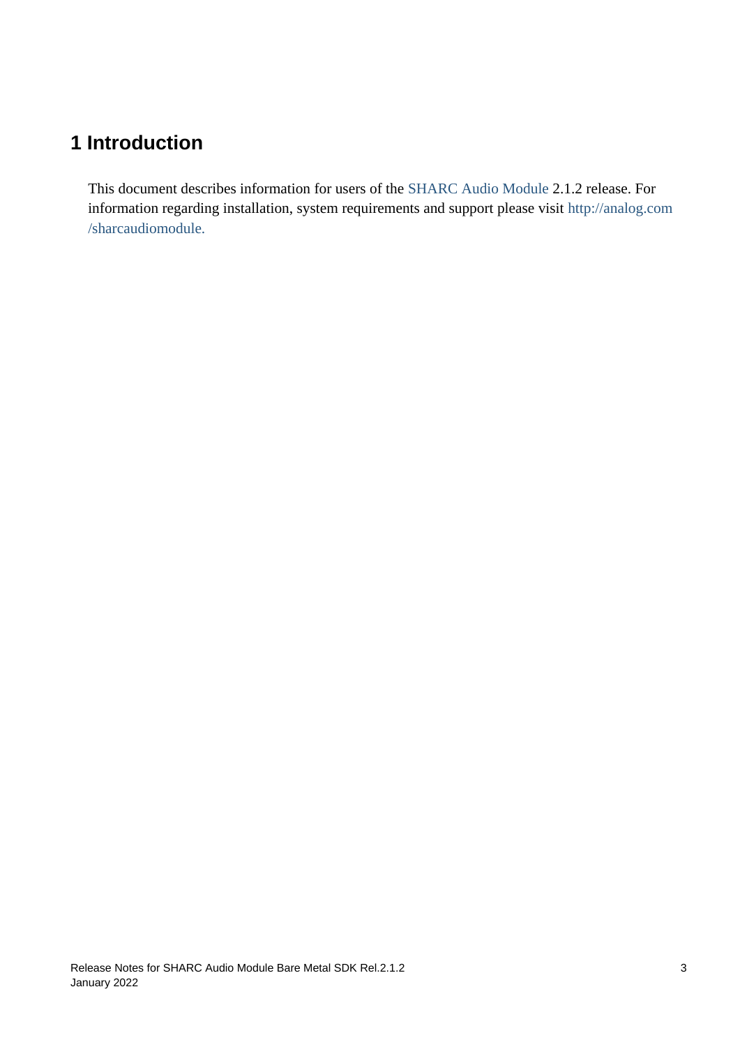# 1 Introduction

This document describes information for users of the SHARC Audio Module 2.1.2 release. For information regarding installation, system requirements and support please visit http://analog.com/sharcaudiomodule.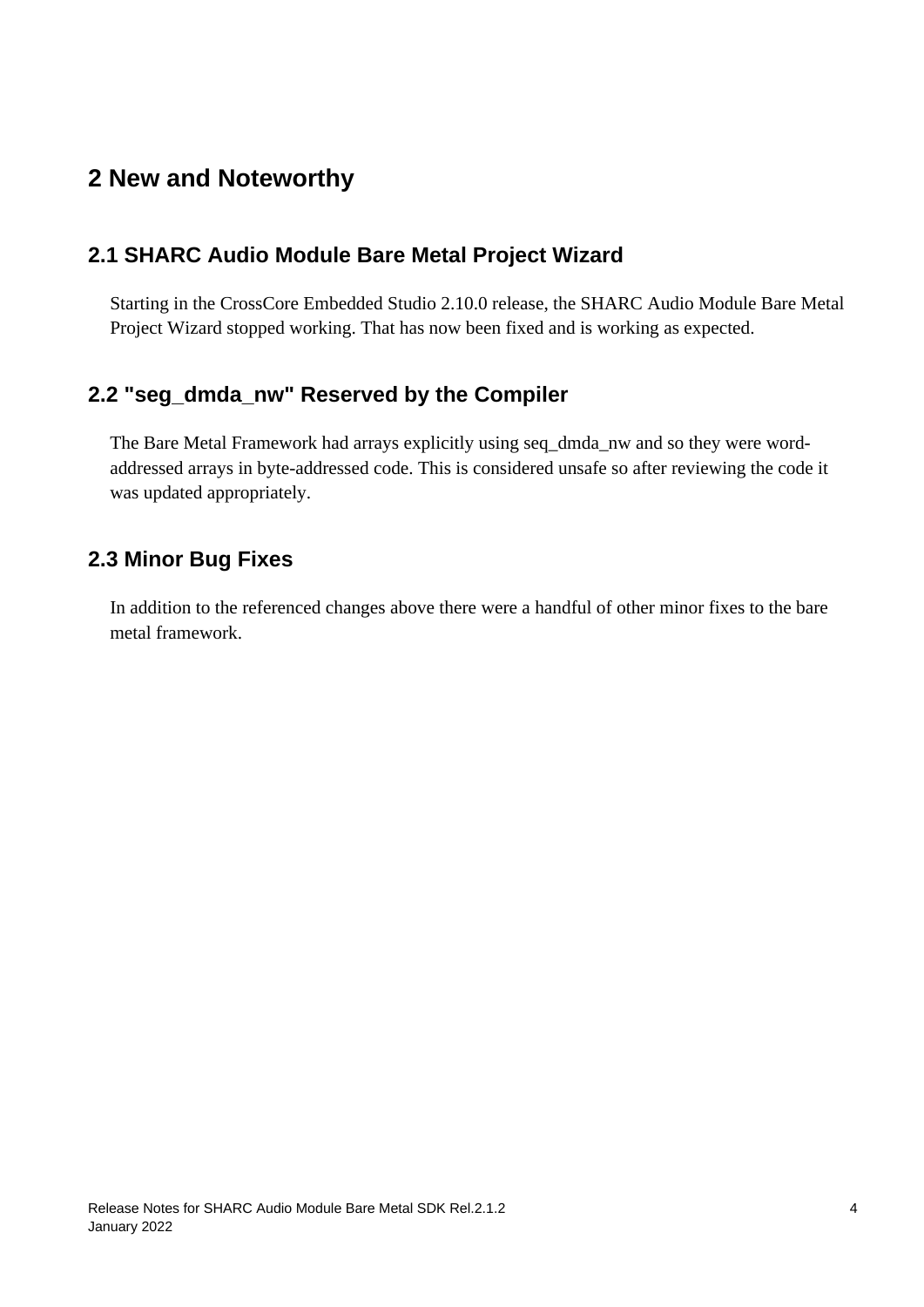# 2 New and Noteworthy

## 2.1 SHARC Audio Module Bare Metal Project Wizard

Starting in the CrossCore Embedded Studio 2.10.0 release, the SHARC Audio Module Bare Metal Project Wizard stopped working. That has now been fixed and is working as expected.

## 2.2 "seg_dmda_nw" Reserved by the Compiler

The Bare Metal Framework had arrays explicitly using seq_dmda_nw and so they were word-addressed arrays in byte-addressed code. This is considered unsafe so after reviewing the code it was updated appropriately.

## 2.3 Minor Bug Fixes

In addition to the referenced changes above there were a handful of other minor fixes to the bare metal framework.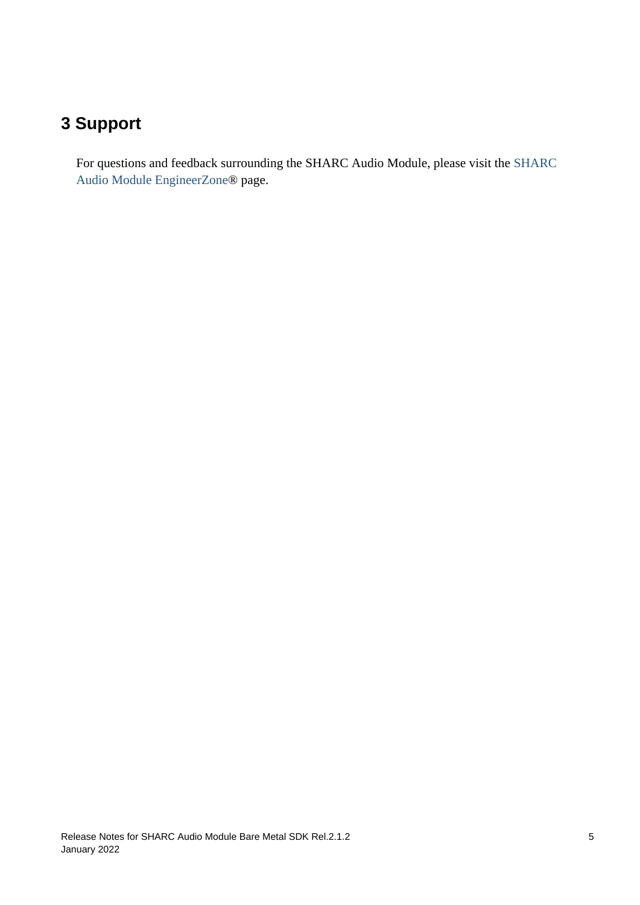# 3 Support

For questions and feedback surrounding the SHARC Audio Module, please visit the SHARC Audio Module EngineerZone® page.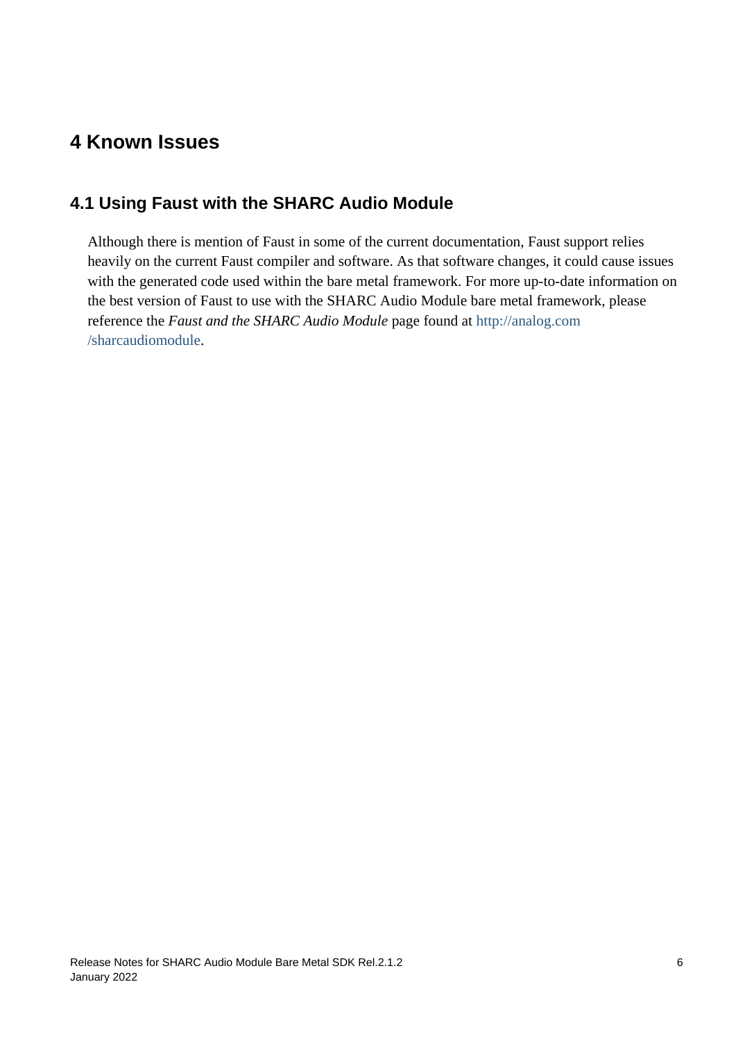# 4 Known Issues

## 4.1 Using Faust with the SHARC Audio Module

Although there is mention of Faust in some of the current documentation, Faust support relies heavily on the current Faust compiler and software. As that software changes, it could cause issues with the generated code used within the bare metal framework. For more up-to-date information on the best version of Faust to use with the SHARC Audio Module bare metal framework, please reference the *Faust and the SHARC Audio Module* page found at http://analog.com/sharcaudiomodule.